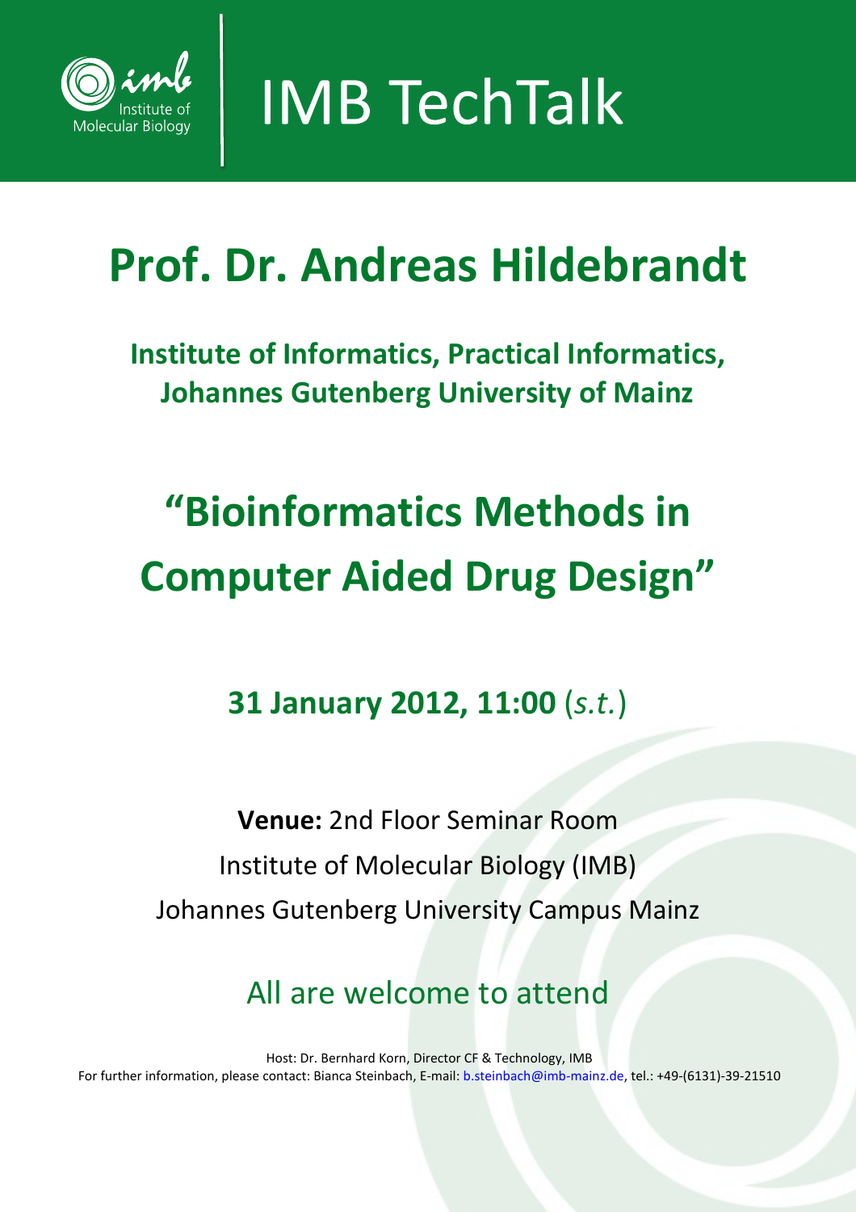Institute of Molecular Biology

# IMB TechTalk

# Prof. Dr. Andreas Hildebrandt

**Institute of Informatics, Practical Informatics, Johannes Gutenberg University of Mainz**

# “Bioinformatics Methods in Computer Aided Drug Design”

**31 January 2012, 11:00** (*s.t.*)

**Venue:** 2nd Floor Seminar Room
Institute of Molecular Biology (IMB)
Johannes Gutenberg University Campus Mainz

All are welcome to attend

Host: Dr. Bernhard Korn, Director CF & Technology, IMB
For further information, please contact: Bianca Steinbach, E-mail: b.steinbach@imb-mainz.de, tel.: +49-(6131)-39-21510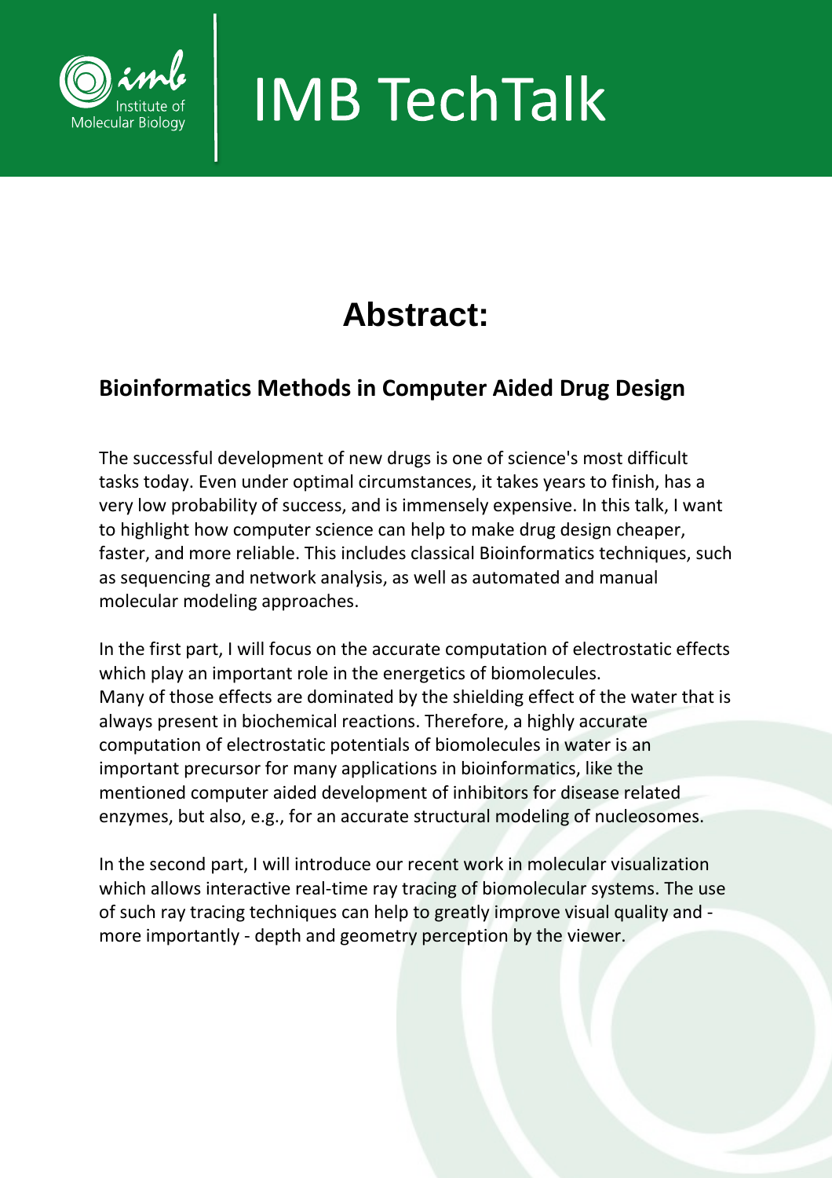# IMB TechTalk

## Abstract:

### Bioinformatics Methods in Computer Aided Drug Design

The successful development of new drugs is one of science's most difficult tasks today. Even under optimal circumstances, it takes years to finish, has a very low probability of success, and is immensely expensive. In this talk, I want to highlight how computer science can help to make drug design cheaper, faster, and more reliable. This includes classical Bioinformatics techniques, such as sequencing and network analysis, as well as automated and manual molecular modeling approaches.

In the first part, I will focus on the accurate computation of electrostatic effects which play an important role in the energetics of biomolecules. Many of those effects are dominated by the shielding effect of the water that is always present in biochemical reactions. Therefore, a highly accurate computation of electrostatic potentials of biomolecules in water is an important precursor for many applications in bioinformatics, like the mentioned computer aided development of inhibitors for disease related enzymes, but also, e.g., for an accurate structural modeling of nucleosomes.

In the second part, I will introduce our recent work in molecular visualization which allows interactive real-time ray tracing of biomolecular systems. The use of such ray tracing techniques can help to greatly improve visual quality and - more importantly - depth and geometry perception by the viewer.